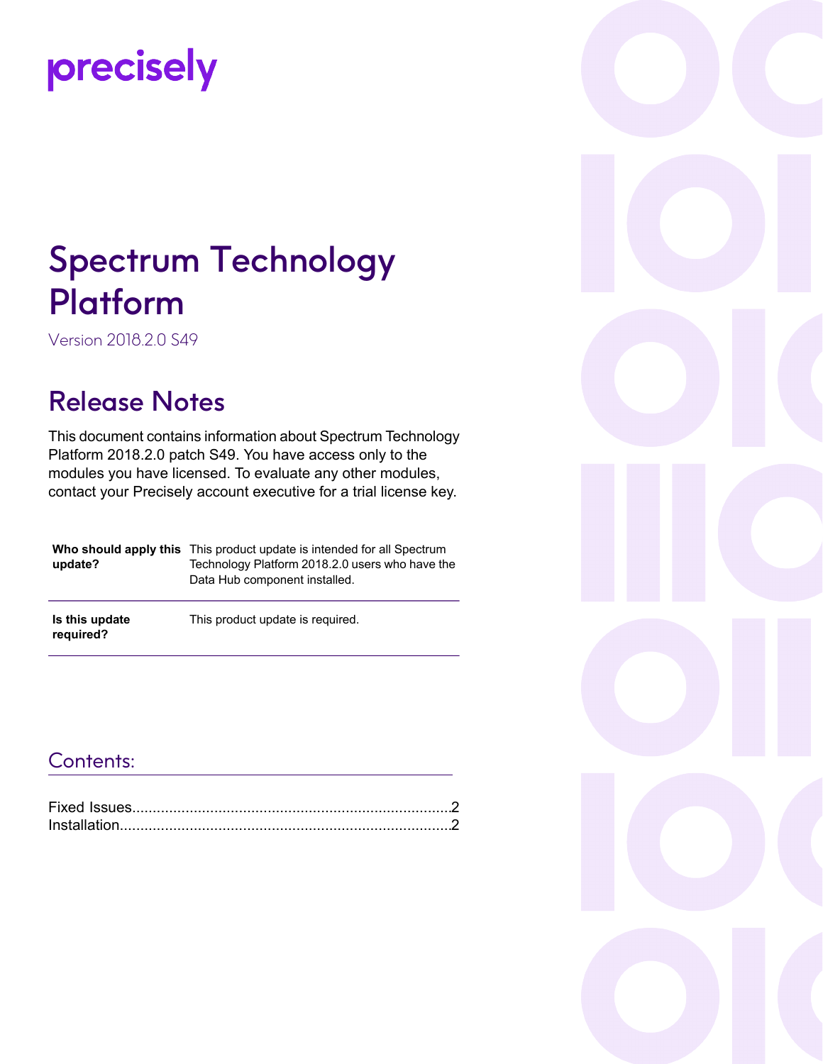precisely

# Spectrum Technology Platform

Version 2018.2.0 S49

## Release Notes

This document contains information about Spectrum Technology Platform 2018.2.0 patch S49. You have access only to the modules you have licensed. To evaluate any other modules, contact your Precisely account executive for a trial license key.

| | |
|---|---|
| **Who should apply this update?** | This product update is intended for all Spectrum Technology Platform 2018.2.0 users who have the Data Hub component installed. |
| **Is this update required?** | This product update is required. |

## Contents:

Fixed Issues....................................................................................2
Installation.......................................................................................2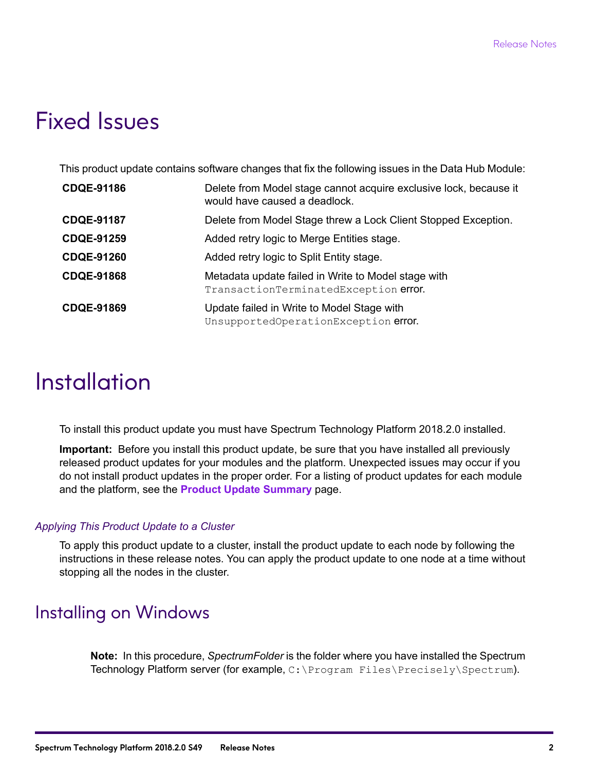# Fixed Issues

This product update contains software changes that fix the following issues in the Data Hub Module:

| | |
|---|---|
| **CDQE-91186** | Delete from Model stage cannot acquire exclusive lock, because it would have caused a deadlock. |
| **CDQE-91187** | Delete from Model Stage threw a Lock Client Stopped Exception. |
| **CDQE-91259** | Added retry logic to Merge Entities stage. |
| **CDQE-91260** | Added retry logic to Split Entity stage. |
| **CDQE-91868** | Metadata update failed in Write to Model stage with `TransactionTerminatedException` error. |
| **CDQE-91869** | Update failed in Write to Model Stage with `UnsupportedOperationException` error. |

# Installation

To install this product update you must have Spectrum Technology Platform 2018.2.0 installed.

**Important:** Before you install this product update, be sure that you have installed all previously released product updates for your modules and the platform. Unexpected issues may occur if you do not install product updates in the proper order. For a listing of product updates for each module and the platform, see the **Product Update Summary** page.

### *Applying This Product Update to a Cluster*

To apply this product update to a cluster, install the product update to each node by following the instructions in these release notes. You can apply the product update to one node at a time without stopping all the nodes in the cluster.

## Installing on Windows

**Note:** In this procedure, *SpectrumFolder* is the folder where you have installed the Spectrum Technology Platform server (for example, `C:\Program Files\Precisely\Spectrum`).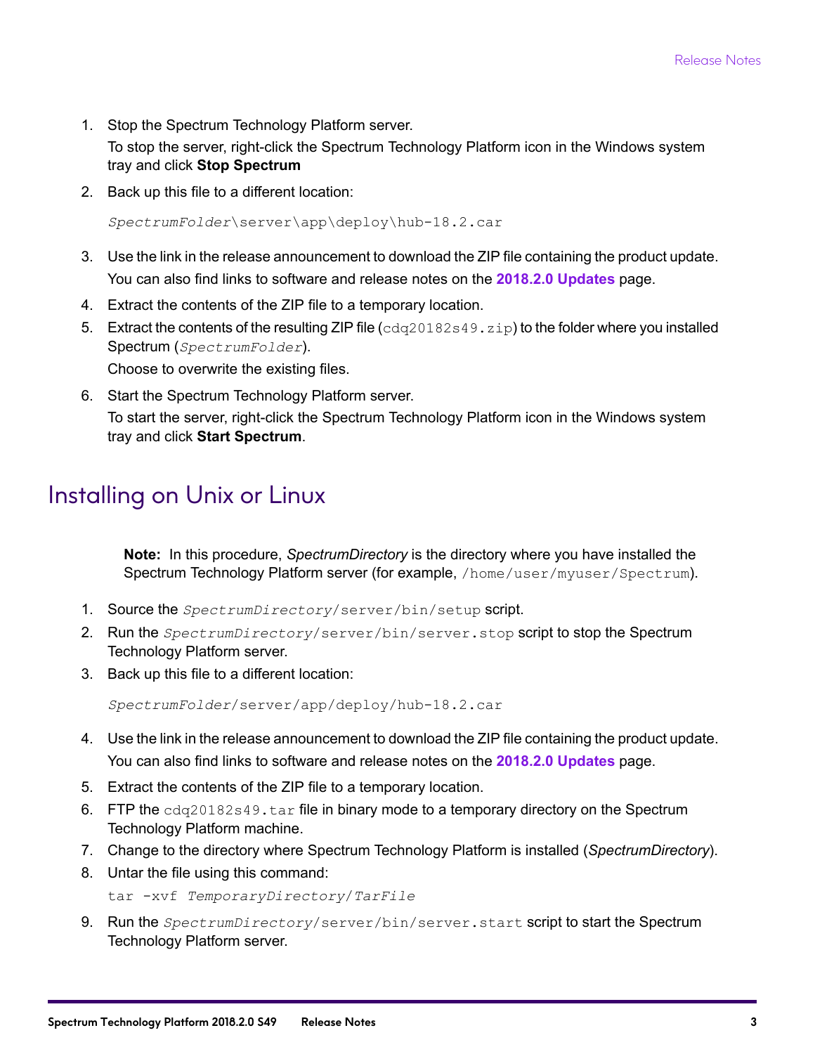1. Stop the Spectrum Technology Platform server.

   To stop the server, right-click the Spectrum Technology Platform icon in the Windows system tray and click **Stop Spectrum**

2. Back up this file to a different location:

   ```
   SpectrumFolder\server\app\deploy\hub-18.2.car
   ```

3. Use the link in the release announcement to download the ZIP file containing the product update.

   You can also find links to software and release notes on the **2018.2.0 Updates** page.

4. Extract the contents of the ZIP file to a temporary location.
5. Extract the contents of the resulting ZIP file (`cdq20182s49.zip`) to the folder where you installed Spectrum (*SpectrumFolder*).

   Choose to overwrite the existing files.

6. Start the Spectrum Technology Platform server.

   To start the server, right-click the Spectrum Technology Platform icon in the Windows system tray and click **Start Spectrum**.

## Installing on Unix or Linux

> **Note:** In this procedure, *SpectrumDirectory* is the directory where you have installed the Spectrum Technology Platform server (for example, `/home/user/myuser/Spectrum`).

1. Source the *SpectrumDirectory*`/server/bin/setup` script.
2. Run the *SpectrumDirectory*`/server/bin/server.stop` script to stop the Spectrum Technology Platform server.
3. Back up this file to a different location:

   ```
   SpectrumFolder/server/app/deploy/hub-18.2.car
   ```

4. Use the link in the release announcement to download the ZIP file containing the product update.

   You can also find links to software and release notes on the **2018.2.0 Updates** page.

5. Extract the contents of the ZIP file to a temporary location.
6. FTP the `cdq20182s49.tar` file in binary mode to a temporary directory on the Spectrum Technology Platform machine.
7. Change to the directory where Spectrum Technology Platform is installed (*SpectrumDirectory*).
8. Untar the file using this command:

   ```
   tar -xvf TemporaryDirectory/TarFile
   ```

9. Run the *SpectrumDirectory*`/server/bin/server.start` script to start the Spectrum Technology Platform server.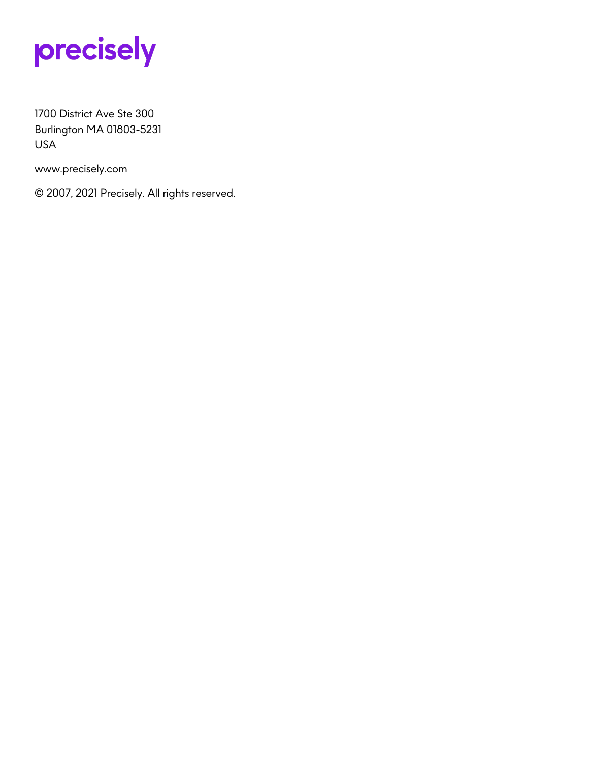precisely

1700 District Ave Ste 300
Burlington MA 01803-5231
USA

www.precisely.com

© 2007, 2021 Precisely. All rights reserved.